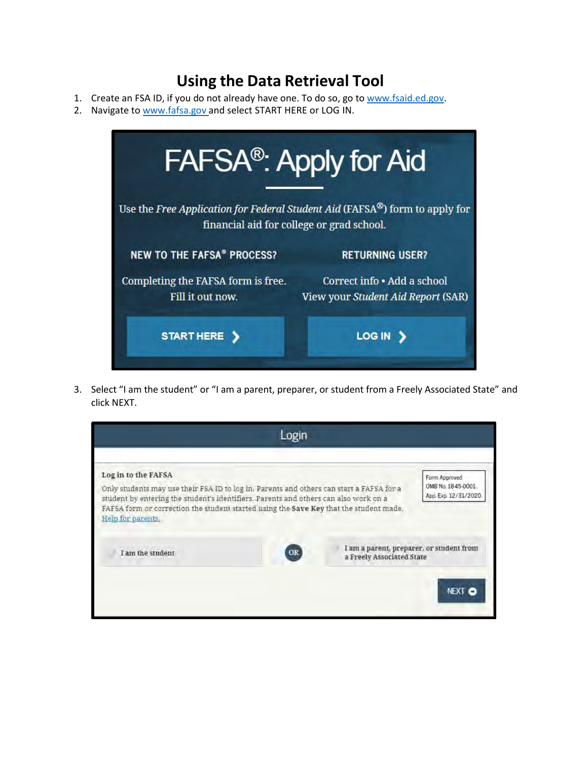# Using the Data Retrieval Tool

1. Create an FSA ID, if you do not already have one. To do so, go to [www.fsaid.ed.gov](http://www.fsaid.ed.gov).
2. Navigate to [www.fafsa.gov](http://www.fafsa.gov) and select START HERE or LOG IN.

3. Select "I am the student" or "I am a parent, preparer, or student from a Freely Associated State" and click NEXT.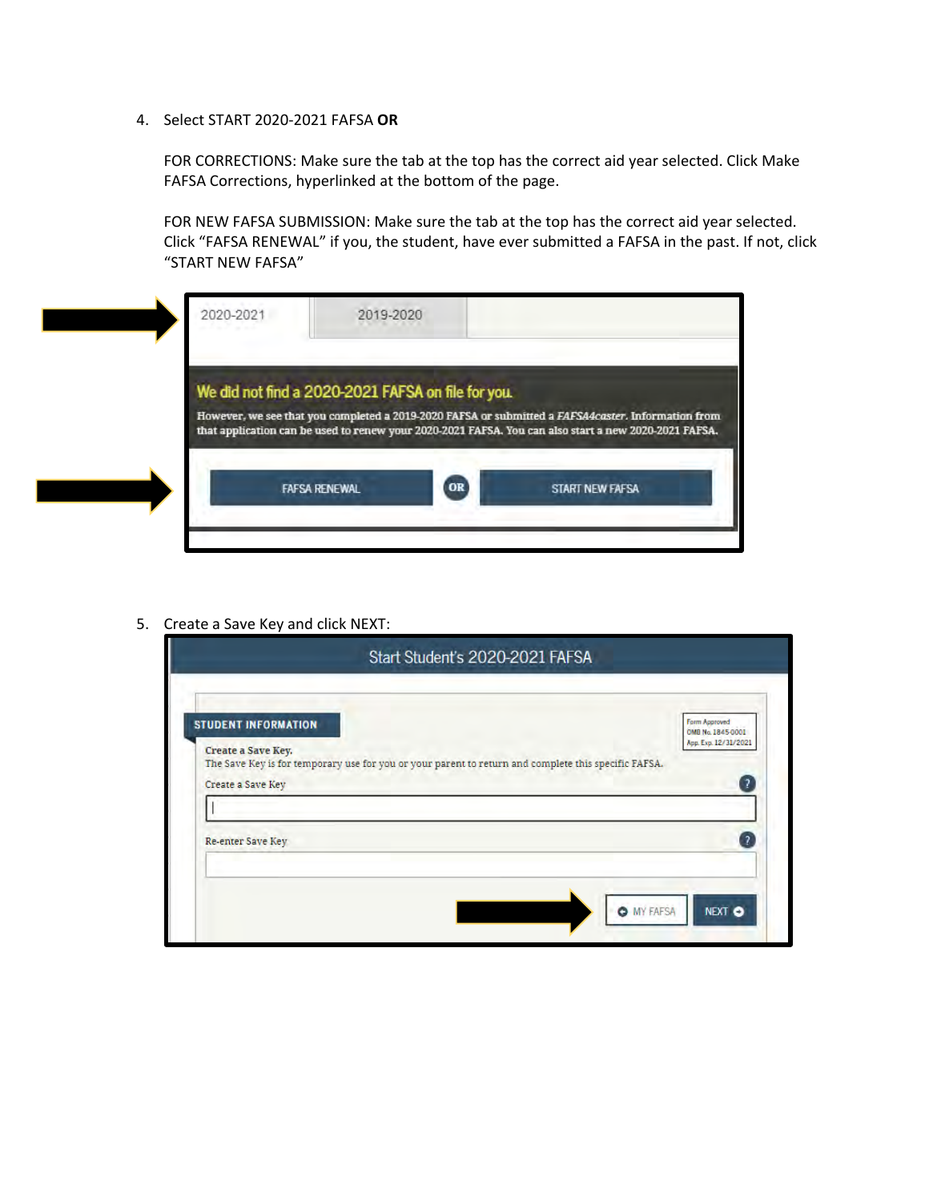4. Select START 2020-2021 FAFSA **OR**

   FOR CORRECTIONS: Make sure the tab at the top has the correct aid year selected. Click Make FAFSA Corrections, hyperlinked at the bottom of the page.

   FOR NEW FAFSA SUBMISSION: Make sure the tab at the top has the correct aid year selected. Click "FAFSA RENEWAL" if you, the student, have ever submitted a FAFSA in the past. If not, click "START NEW FAFSA"

5. Create a Save Key and click NEXT: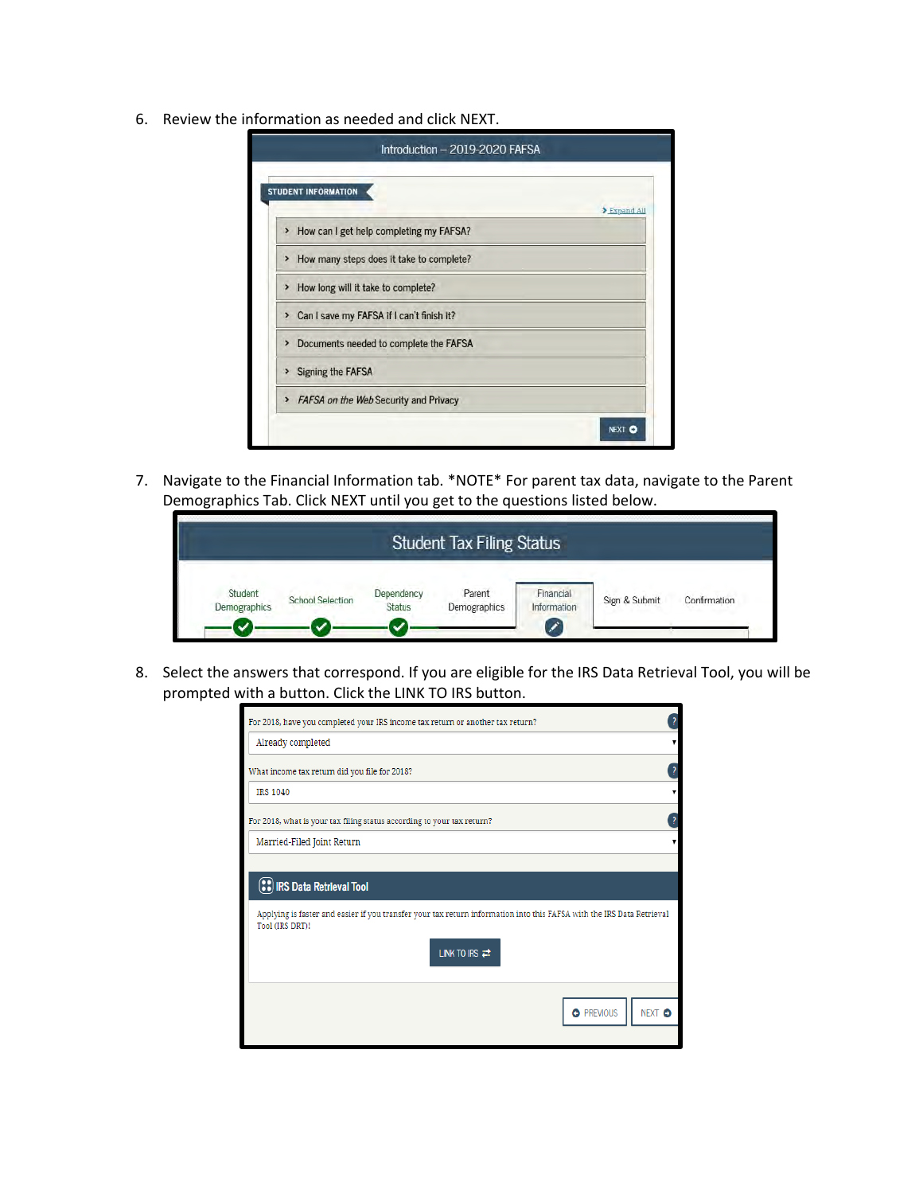6. Review the information as needed and click NEXT.

Introduction – 2019-2020 FAFSA

STUDENT INFORMATION

Expand All

- How can I get help completing my FAFSA?
- How many steps does it take to complete?
- How long will it take to complete?
- Can I save my FAFSA if I can't finish it?
- Documents needed to complete the FAFSA
- Signing the FAFSA
- *FAFSA on the Web* Security and Privacy

NEXT

7. Navigate to the Financial Information tab. *NOTE* For parent tax data, navigate to the Parent Demographics Tab. Click NEXT until you get to the questions listed below.

Student Tax Filing Status

Student Demographics | School Selection | Dependency Status | Parent Demographics | Financial Information | Sign & Submit | Confirmation

8. Select the answers that correspond. If you are eligible for the IRS Data Retrieval Tool, you will be prompted with a button. Click the LINK TO IRS button.

For 2018, have you completed your IRS income tax return or another tax return?

Already completed

What income tax return did you file for 2018?

IRS 1040

For 2018, what is your tax filing status according to your tax return?

Married-Filed Joint Return

IRS Data Retrieval Tool

Applying is faster and easier if you transfer your tax return information into this FAFSA with the IRS Data Retrieval Tool (IRS DRT)!

LINK TO IRS

PREVIOUS NEXT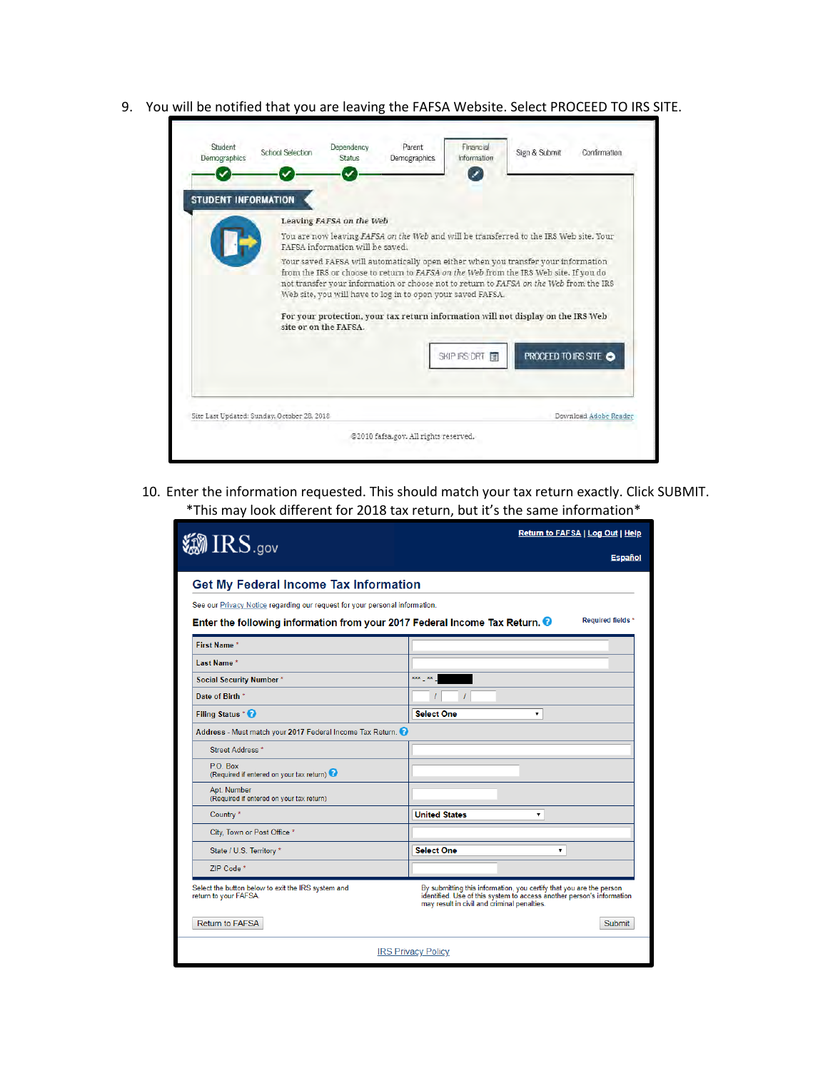9. You will be notified that you are leaving the FAFSA Website. Select PROCEED TO IRS SITE.

Student Demographics | School Selection | Dependency Status | Parent Demographics | Financial Information | Sign & Submit | Confirmation

**STUDENT INFORMATION**

*Leaving FAFSA on the Web*

You are now leaving *FAFSA on the Web* and will be transferred to the IRS Web site. Your FAFSA information will be saved.

Your saved FAFSA will automatically open either when you transfer your information from the IRS or choose to return to *FAFSA on the Web* from the IRS Web site. If you do not transfer your information or choose not to return to *FAFSA on the Web* from the IRS Web site, you will have to log in to open your saved FAFSA.

**For your protection, your tax return information will not display on the IRS Web site or on the FAFSA.**

SKIP IRS DRT | PROCEED TO IRS SITE

Site Last Updated: Sunday, October 28, 2018 | Download Adobe Reader

©2010 fafsa.gov. All rights reserved.

10. Enter the information requested. This should match your tax return exactly. Click SUBMIT.
*This may look different for 2018 tax return, but it's the same information*

IRS.gov | Return to FAFSA | Log Out | Help | Español

## Get My Federal Income Tax Information

See our Privacy Notice regarding our request for your personal information.

**Enter the following information from your 2017 Federal Income Tax Return.** Required fields *

| Field | Entry |
|---|---|
| First Name * | |
| Last Name * | |
| Social Security Number * | *** - ** - |
| Date of Birth * | / / |
| Filing Status * | Select One |
| Address - Must match your 2017 Federal Income Tax Return. | |
| Street Address * | |
| P.O. Box (Required if entered on your tax return) | |
| Apt. Number (Required if entered on your tax return) | |
| Country * | United States |
| City, Town or Post Office * | |
| State / U.S. Territory * | Select One |
| ZIP Code * | |

Select the button below to exit the IRS system and return to your FAFSA.

By submitting this information, you certify that you are the person identified. Use of this system to access another person's information may result in civil and criminal penalties.

Return to FAFSA | Submit

IRS Privacy Policy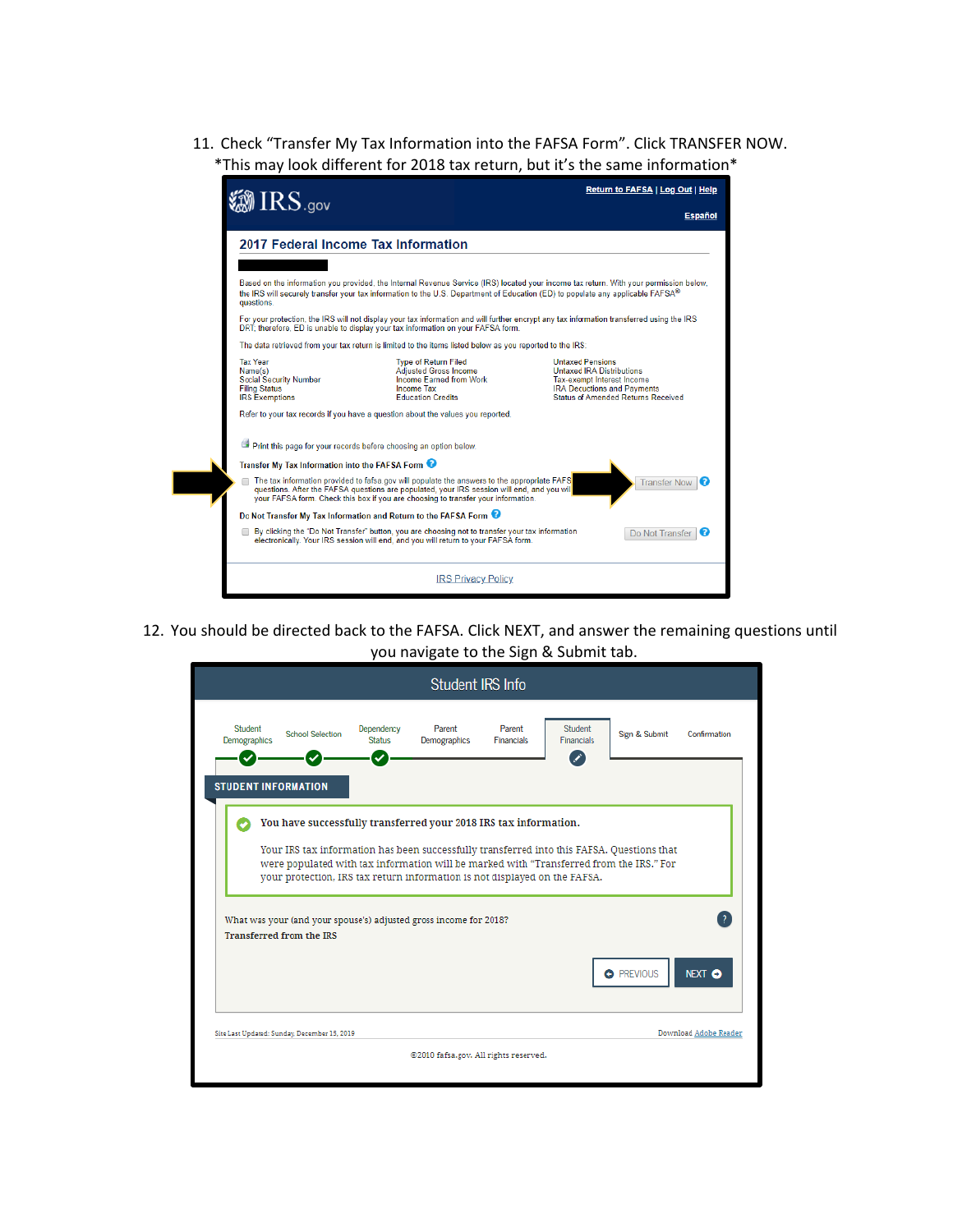11. Check "Transfer My Tax Information into the FAFSA Form". Click TRANSFER NOW.
*This may look different for 2018 tax return, but it's the same information*

Return to FAFSA | Log Out | Help

Español

## 2017 Federal Income Tax Information

Based on the information you provided, the Internal Revenue Service (IRS) located your income tax return. With your permission below, the IRS will securely transfer your tax information to the U.S. Department of Education (ED) to populate any applicable FAFSA® questions.

For your protection, the IRS will not display your tax information and will further encrypt any tax information transferred using the IRS DRT; therefore, ED is unable to display your tax information on your FAFSA form.

The data retrieved from your tax return is limited to the items listed below as you reported to the IRS:

| | | |
|---|---|---|
| Tax Year | Type of Return Filed | Untaxed Pensions |
| Name(s) | Adjusted Gross Income | Untaxed IRA Distributions |
| Social Security Number | Income Earned from Work | Tax-exempt Interest Income |
| Filing Status | Income Tax | IRA Deductions and Payments |
| IRS Exemptions | Education Credits | Status of Amended Returns Received |

Refer to your tax records if you have a question about the values you reported.

Print this page for your records before choosing an option below.

**Transfer My Tax Information into the FAFSA Form**

The tax information provided to fafsa.gov will populate the answers to the appropriate FAFSA questions. After the FAFSA questions are populated, your IRS session will end, and you will return to your FAFSA form. Check this box if you are choosing to transfer your information.

Transfer Now

**Do Not Transfer My Tax Information and Return to the FAFSA Form**

By clicking the "Do Not Transfer" button, you are choosing not to transfer your tax information electronically. Your IRS session will end, and you will return to your FAFSA form.

Do Not Transfer

IRS Privacy Policy

12. You should be directed back to the FAFSA. Click NEXT, and answer the remaining questions until you navigate to the Sign & Submit tab.

Student IRS Info

Student Demographics | School Selection | Dependency Status | Parent Demographics | Parent Financials | Student Financials | Sign & Submit | Confirmation

**STUDENT INFORMATION**

**You have successfully transferred your 2018 IRS tax information.**

Your IRS tax information has been successfully transferred into this FAFSA. Questions that were populated with tax information will be marked with "Transferred from the IRS." For your protection, IRS tax return information is not displayed on the FAFSA.

What was your (and your spouse's) adjusted gross income for 2018?

**Transferred from the IRS**

PREVIOUS NEXT

Site Last Updated: Sunday, December 15, 2019 Download Adobe Reader

©2010 fafsa.gov. All rights reserved.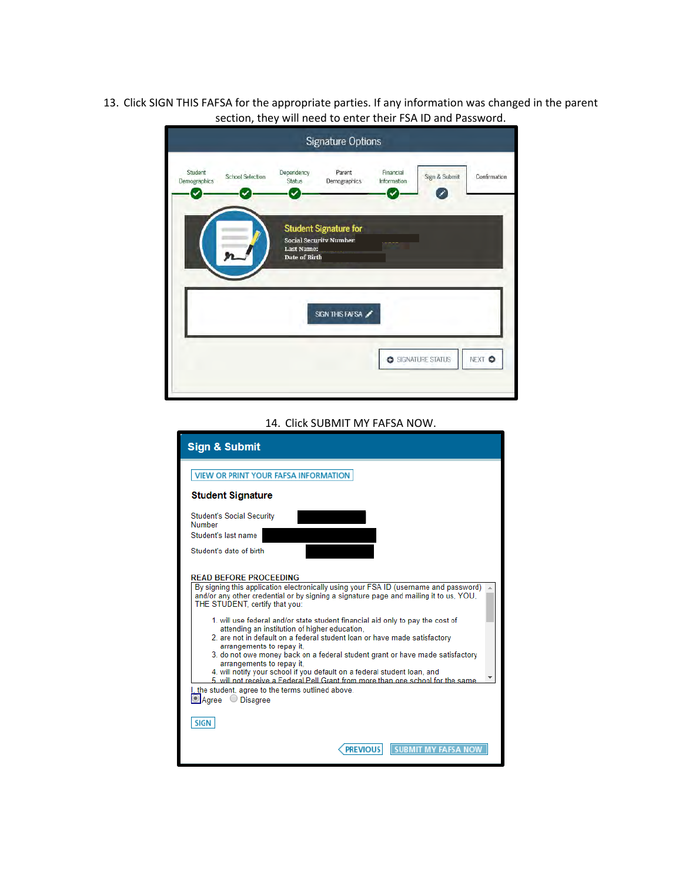13. Click SIGN THIS FAFSA for the appropriate parties. If any information was changed in the parent section, they will need to enter their FSA ID and Password.

Signature Options

Student Demographics | School Selection | Dependency Status | Parent Demographics | Financial Information | Sign & Submit | Confirmation

Student Signature for

Social Security Number:

Last Name:

Date of Birth

SIGN THIS FAFSA

SIGNATURE STATUS NEXT

14. Click SUBMIT MY FAFSA NOW.

## Sign & Submit

VIEW OR PRINT YOUR FAFSA INFORMATION

### Student Signature

Student's Social Security Number

Student's last name

Student's date of birth

READ BEFORE PROCEEDING

By signing this application electronically using your FSA ID (username and password) and/or any other credential or by signing a signature page and mailing it to us, YOU, THE STUDENT, certify that you:

1. will use federal and/or state student financial aid only to pay the cost of attending an institution of higher education,
2. are not in default on a federal student loan or have made satisfactory arrangements to repay it,
3. do not owe money back on a federal student grant or have made satisfactory arrangements to repay it,
4. will notify your school if you default on a federal student loan, and
5. will not receive a Federal Pell Grant from more than one school for the same

I, the student, agree to the terms outlined above.

Agree Disagree

SIGN

PREVIOUS SUBMIT MY FAFSA NOW